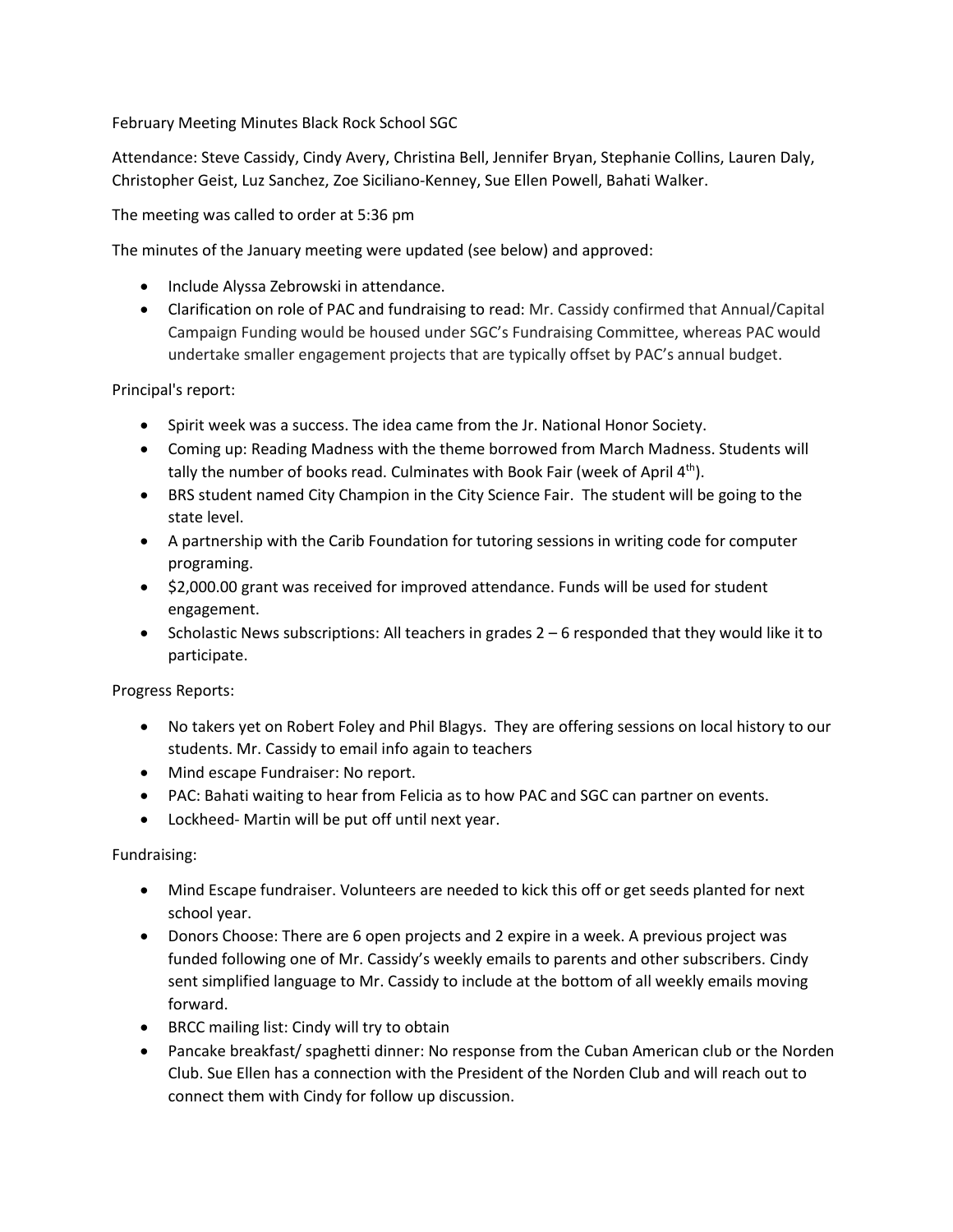February Meeting Minutes Black Rock School SGC

Attendance: Steve Cassidy, Cindy Avery, Christina Bell, Jennifer Bryan, Stephanie Collins, Lauren Daly, Christopher Geist, Luz Sanchez, Zoe Siciliano-Kenney, Sue Ellen Powell, Bahati Walker.

The meeting was called to order at 5:36 pm

The minutes of the January meeting were updated (see below) and approved:

- Include Alyssa Zebrowski in attendance.
- Clarification on role of PAC and fundraising to read: Mr. Cassidy confirmed that Annual/Capital Campaign Funding would be housed under SGC's Fundraising Committee, whereas PAC would undertake smaller engagement projects that are typically offset by PAC's annual budget.

Principal's report:

- Spirit week was a success. The idea came from the Jr. National Honor Society.
- Coming up: Reading Madness with the theme borrowed from March Madness. Students will tally the number of books read. Culminates with Book Fair (week of April 4th).
- BRS student named City Champion in the City Science Fair. The student will be going to the state level.
- A partnership with the Carib Foundation for tutoring sessions in writing code for computer programing.
- $2,000.00 grant was received for improved attendance. Funds will be used for student engagement.
- Scholastic News subscriptions: All teachers in grades 2 – 6 responded that they would like it to participate.

Progress Reports:

- No takers yet on Robert Foley and Phil Blagys. They are offering sessions on local history to our students. Mr. Cassidy to email info again to teachers
- Mind escape Fundraiser: No report.
- PAC: Bahati waiting to hear from Felicia as to how PAC and SGC can partner on events.
- Lockheed- Martin will be put off until next year.

Fundraising:

- Mind Escape fundraiser. Volunteers are needed to kick this off or get seeds planted for next school year.
- Donors Choose: There are 6 open projects and 2 expire in a week. A previous project was funded following one of Mr. Cassidy's weekly emails to parents and other subscribers. Cindy sent simplified language to Mr. Cassidy to include at the bottom of all weekly emails moving forward.
- BRCC mailing list: Cindy will try to obtain
- Pancake breakfast/ spaghetti dinner: No response from the Cuban American club or the Norden Club. Sue Ellen has a connection with the President of the Norden Club and will reach out to connect them with Cindy for follow up discussion.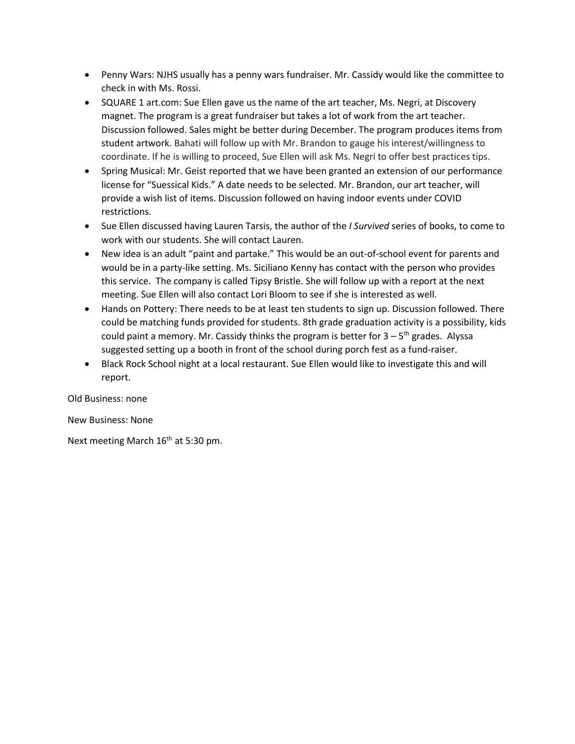- Penny Wars: NJHS usually has a penny wars fundraiser. Mr. Cassidy would like the committee to check in with Ms. Rossi.
- SQUARE 1 art.com: Sue Ellen gave us the name of the art teacher, Ms. Negri, at Discovery magnet. The program is a great fundraiser but takes a lot of work from the art teacher. Discussion followed. Sales might be better during December. The program produces items from student artwork. Bahati will follow up with Mr. Brandon to gauge his interest/willingness to coordinate. If he is willing to proceed, Sue Ellen will ask Ms. Negri to offer best practices tips.
- Spring Musical: Mr. Geist reported that we have been granted an extension of our performance license for "Suessical Kids." A date needs to be selected. Mr. Brandon, our art teacher, will provide a wish list of items. Discussion followed on having indoor events under COVID restrictions.
- Sue Ellen discussed having Lauren Tarsis, the author of the *I Survived* series of books, to come to work with our students. She will contact Lauren.
- New idea is an adult "paint and partake." This would be an out-of-school event for parents and would be in a party-like setting. Ms. Siciliano Kenny has contact with the person who provides this service. The company is called Tipsy Bristle. She will follow up with a report at the next meeting. Sue Ellen will also contact Lori Bloom to see if she is interested as well.
- Hands on Pottery: There needs to be at least ten students to sign up. Discussion followed. There could be matching funds provided for students. 8th grade graduation activity is a possibility, kids could paint a memory. Mr. Cassidy thinks the program is better for 3 – 5th grades. Alyssa suggested setting up a booth in front of the school during porch fest as a fund-raiser.
- Black Rock School night at a local restaurant. Sue Ellen would like to investigate this and will report.

Old Business: none

New Business: None

Next meeting March 16th at 5:30 pm.